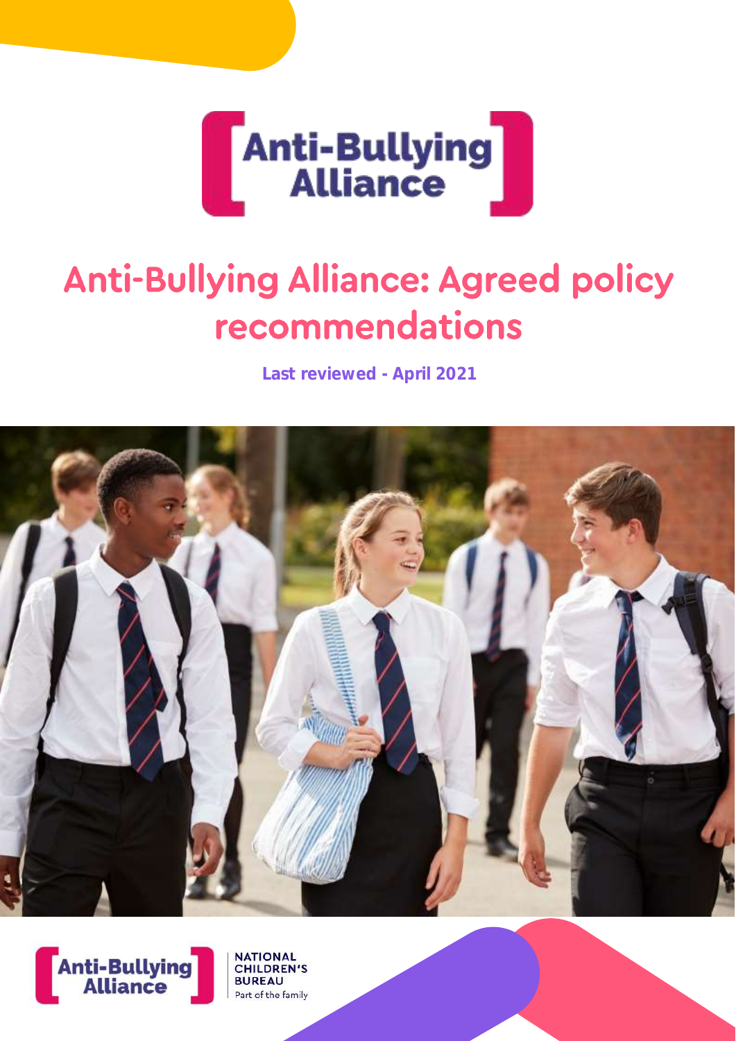# Anti-Bullying Alliance: Agreed policy recommendations

**Last reviewed - April 2021**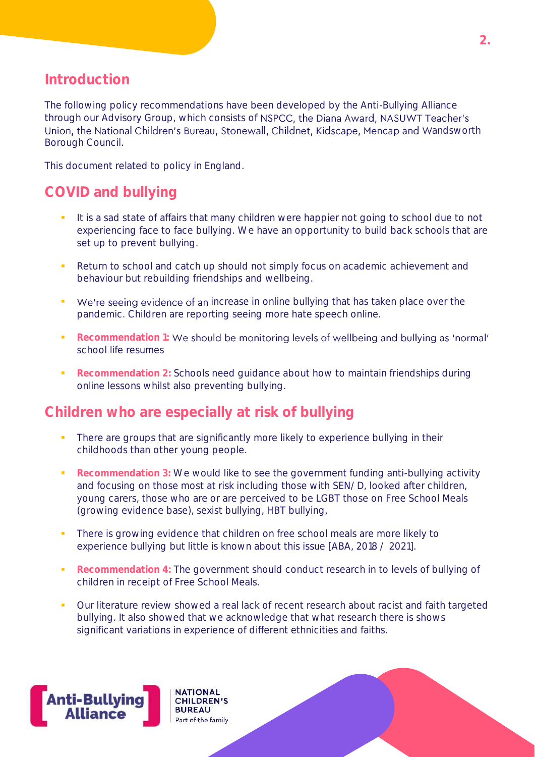## Introduction

The following policy recommendations have been developed by the Anti-Bullying Alliance through our Advisory Group, which consists of NSPCC, the Diana Award, NASUWT Teacher's Union, the National Children's Bureau, Stonewall, Childnet, Kidscape, Mencap and Wandsworth Borough Council.

This document related to policy in England.

## COVID and bullying

- It is a sad state of affairs that many children were happier not going to school due to not experiencing face to face bullying. We have an opportunity to build back schools that are set up to prevent bullying.
- Return to school and catch up should not simply focus on academic achievement and behaviour but rebuilding friendships and wellbeing.
- We're seeing evidence of an increase in online bullying that has taken place over the pandemic. Children are reporting seeing more hate speech online.
- **Recommendation 1:** We should be monitoring levels of wellbeing and bullying as 'normal' school life resumes
- **Recommendation 2:** Schools need guidance about how to maintain friendships during online lessons whilst also preventing bullying.

## Children who are especially at risk of bullying

- There are groups that are significantly more likely to experience bullying in their childhoods than other young people.
- **Recommendation 3:** We would like to see the government funding anti-bullying activity and focusing on those most at risk including those with SEN/D, looked after children, young carers, those who are or are perceived to be LGBT those on Free School Meals (growing evidence base), sexist bullying, HBT bullying,
- There is growing evidence that children on free school meals are more likely to experience bullying but little is known about this issue [ABA, 2018 / 2021].
- **Recommendation 4:** The government should conduct research in to levels of bullying of children in receipt of Free School Meals.
- Our literature review showed a real lack of recent research about racist and faith targeted bullying. It also showed that we acknowledge that what research there is shows significant variations in experience of different ethnicities and faiths.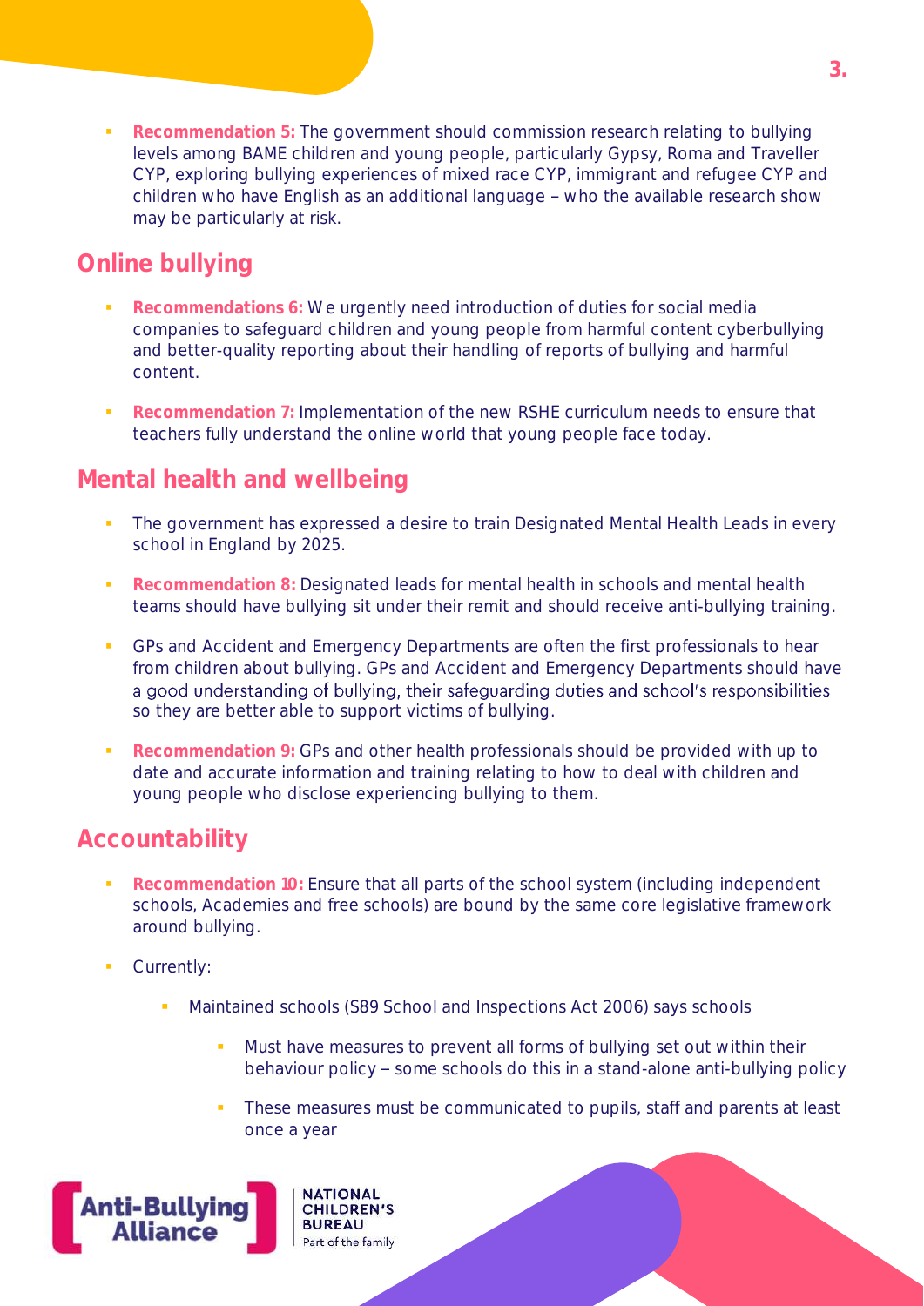- **Recommendation 5:** The government should commission research relating to bullying levels among BAME children and young people, particularly Gypsy, Roma and Traveller CYP, exploring bullying experiences of mixed race CYP, immigrant and refugee CYP and children who have English as an additional language – who the available research show may be particularly at risk.

## Online bullying

- **Recommendations 6:** We urgently need introduction of duties for social media companies to safeguard children and young people from harmful content cyberbullying and better-quality reporting about their handling of reports of bullying and harmful content.
- **Recommendation 7:** Implementation of the new RSHE curriculum needs to ensure that teachers fully understand the online world that young people face today.

## Mental health and wellbeing

- The government has expressed a desire to train Designated Mental Health Leads in every school in England by 2025.
- **Recommendation 8:** Designated leads for mental health in schools and mental health teams should have bullying sit under their remit and should receive anti-bullying training.
- GPs and Accident and Emergency Departments are often the first professionals to hear from children about bullying. GPs and Accident and Emergency Departments should have a good understanding of bullying, their safeguarding duties and school's responsibilities so they are better able to support victims of bullying.
- **Recommendation 9:** GPs and other health professionals should be provided with up to date and accurate information and training relating to how to deal with children and young people who disclose experiencing bullying to them.

## Accountability

- **Recommendation 10:** Ensure that all parts of the school system (including independent schools, Academies and free schools) are bound by the same core legislative framework around bullying.
- Currently:
  - Maintained schools (S89 School and Inspections Act 2006) says schools
    - Must have measures to prevent all forms of bullying set out within their behaviour policy – some schools do this in a stand-alone anti-bullying policy
    - These measures must be communicated to pupils, staff and parents at least once a year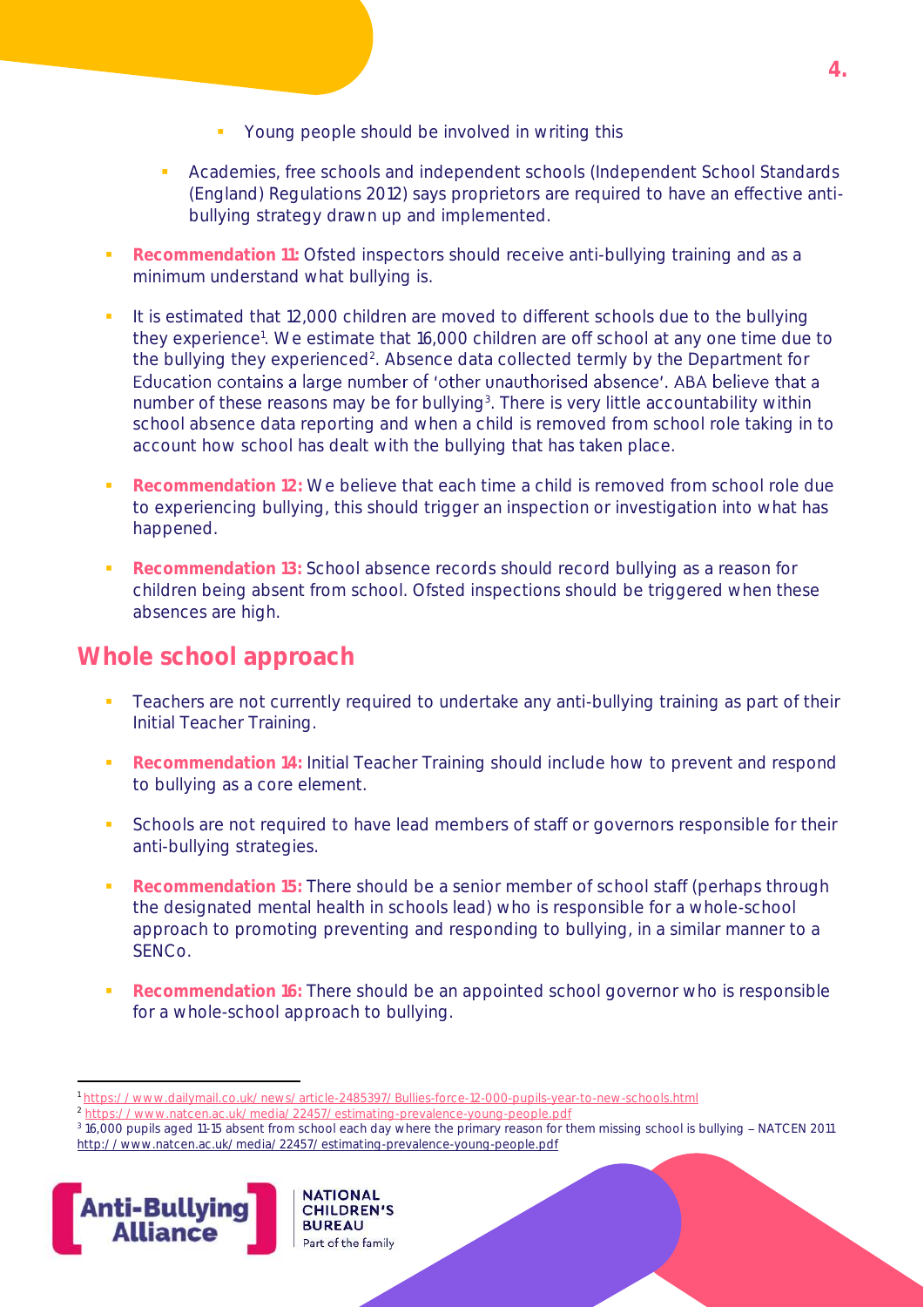- Young people should be involved in writing this
  - Academies, free schools and independent schools (Independent School Standards (England) Regulations 2012) says proprietors are required to have an effective anti-bullying strategy drawn up and implemented.

- **Recommendation 11:** Ofsted inspectors should receive anti-bullying training and as a minimum understand what bullying is.
- It is estimated that 12,000 children are moved to different schools due to the bullying they experience[1]. We estimate that 16,000 children are off school at any one time due to the bullying they experienced[2]. Absence data collected termly by the Department for Education contains a large number of 'other unauthorised absence'. ABA believe that a number of these reasons may be for bullying[3]. There is very little accountability within school absence data reporting and when a child is removed from school role taking in to account how school has dealt with the bullying that has taken place.
- **Recommendation 12:** We believe that each time a child is removed from school role due to experiencing bullying, this should trigger an inspection or investigation into what has happened.
- **Recommendation 13:** School absence records should record bullying as a reason for children being absent from school. Ofsted inspections should be triggered when these absences are high.

## Whole school approach

- Teachers are not currently required to undertake any anti-bullying training as part of their Initial Teacher Training.
- **Recommendation 14:** Initial Teacher Training should include how to prevent and respond to bullying as a core element.
- Schools are not required to have lead members of staff or governors responsible for their anti-bullying strategies.
- **Recommendation 15:** There should be a senior member of school staff (perhaps through the designated mental health in schools lead) who is responsible for a whole-school approach to promoting preventing and responding to bullying, in a similar manner to a SENCo.
- **Recommendation 16:** There should be an appointed school governor who is responsible for a whole-school approach to bullying.

---

[1] https://www.dailymail.co.uk/news/article-2485397/Bullies-force-12-000-pupils-year-to-new-schools.html

[2] https://www.natcen.ac.uk/media/22457/estimating-prevalence-young-people.pdf

[3] 16,000 pupils aged 11-15 absent from school each day where the primary reason for them missing school is bullying – NATCEN 2011 http://www.natcen.ac.uk/media/22457/estimating-prevalence-young-people.pdf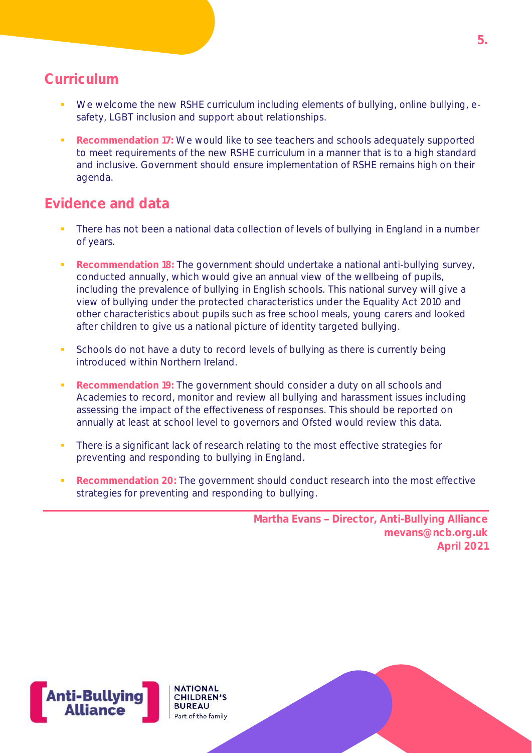## Curriculum

- We welcome the new RSHE curriculum including elements of bullying, online bullying, e-safety, LGBT inclusion and support about relationships.
- **Recommendation 17:** We would like to see teachers and schools adequately supported to meet requirements of the new RSHE curriculum in a manner that is to a high standard and inclusive. Government should ensure implementation of RSHE remains high on their agenda.

## Evidence and data

- There has not been a national data collection of levels of bullying in England in a number of years.
- **Recommendation 18:** The government should undertake a national anti-bullying survey, conducted annually, which would give an annual view of the wellbeing of pupils, including the prevalence of bullying in English schools. This national survey will give a view of bullying under the protected characteristics under the Equality Act 2010 and other characteristics about pupils such as free school meals, young carers and looked after children to give us a national picture of identity targeted bullying.
- Schools do not have a duty to record levels of bullying as there is currently being introduced within Northern Ireland.
- **Recommendation 19:** The government should consider a duty on all schools and Academies to record, monitor and review all bullying and harassment issues including assessing the impact of the effectiveness of responses. This should be reported on annually at least at school level to governors and Ofsted would review this data.
- There is a significant lack of research relating to the most effective strategies for preventing and responding to bullying in England.
- **Recommendation 20:** The government should conduct research into the most effective strategies for preventing and responding to bullying.

---

**Martha Evans – Director, Anti-Bullying Alliance**
**mevans@ncb.org.uk**
**April 2021**

Anti-Bullying Alliance

NATIONAL CHILDREN'S BUREAU
Part of the family